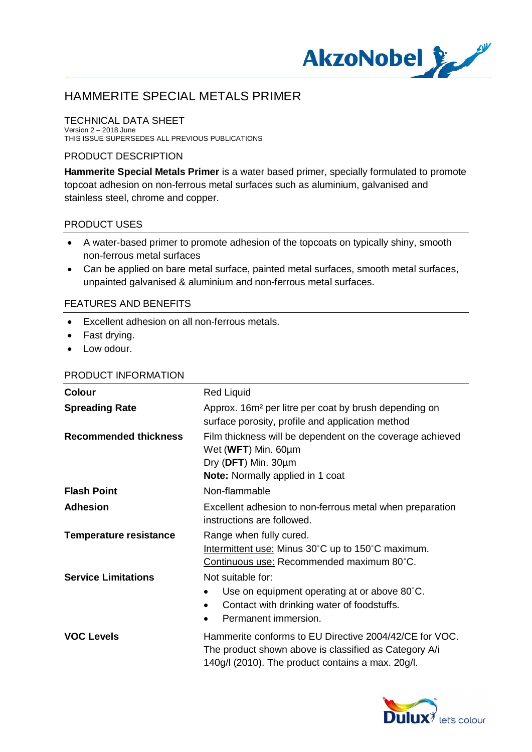# HAMMERITE SPECIAL METALS PRIMER

## TECHNICAL DATA SHEET

Version 2 – 2018 June
THIS ISSUE SUPERSEDES ALL PREVIOUS PUBLICATIONS

## PRODUCT DESCRIPTION

**Hammerite Special Metals Primer** is a water based primer, specially formulated to promote topcoat adhesion on non-ferrous metal surfaces such as aluminium, galvanised and stainless steel, chrome and copper.

## PRODUCT USES

- A water-based primer to promote adhesion of the topcoats on typically shiny, smooth non-ferrous metal surfaces
- Can be applied on bare metal surface, painted metal surfaces, smooth metal surfaces, unpainted galvanised & aluminium and non-ferrous metal surfaces.

## FEATURES AND BENEFITS

- Excellent adhesion on all non-ferrous metals.
- Fast drying.
- Low odour.

## PRODUCT INFORMATION

| | |
|---|---|
| **Colour** | Red Liquid |
| **Spreading Rate** | Approx. 16m² per litre per coat by brush depending on surface porosity, profile and application method |
| **Recommended thickness** | Film thickness will be dependent on the coverage achieved<br>Wet (**WFT**) Min. 60µm<br>Dry (**DFT**) Min. 30µm<br>**Note:** Normally applied in 1 coat |
| **Flash Point** | Non-flammable |
| **Adhesion** | Excellent adhesion to non-ferrous metal when preparation instructions are followed. |
| **Temperature resistance** | Range when fully cured.<br>Intermittent use: Minus 30˚C up to 150˚C maximum.<br>Continuous use: Recommended maximum 80˚C. |
| **Service Limitations** | Not suitable for:<br>• Use on equipment operating at or above 80˚C.<br>• Contact with drinking water of foodstuffs.<br>• Permanent immersion. |
| **VOC Levels** | Hammerite conforms to EU Directive 2004/42/CE for VOC. The product shown above is classified as Category A/i 140g/l (2010). The product contains a max. 20g/l. |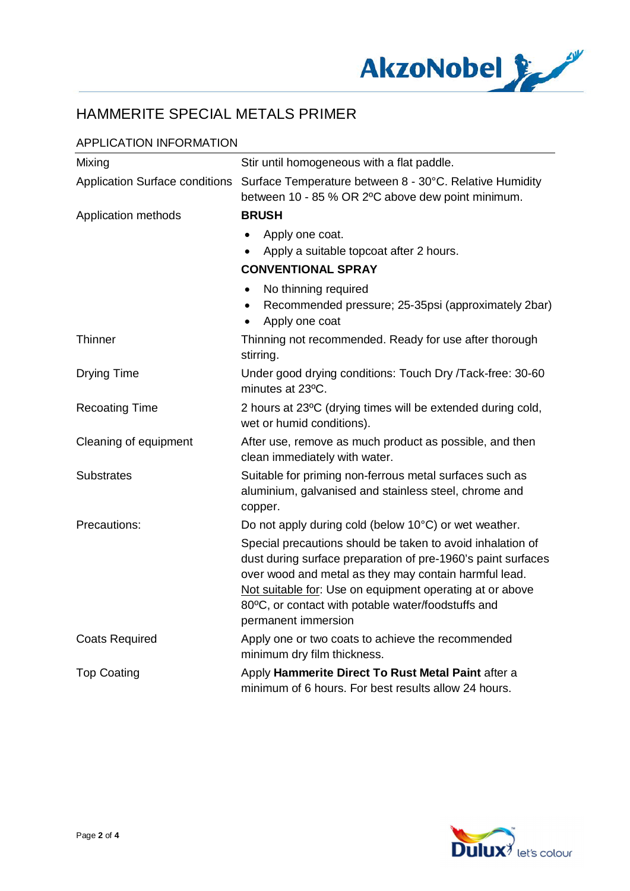# HAMMERITE SPECIAL METALS PRIMER

## APPLICATION INFORMATION

| | |
|---|---|
| Mixing | Stir until homogeneous with a flat paddle. |
| Application Surface conditions | Surface Temperature between 8 - 30°C. Relative Humidity between 10 - 85 % OR 2ºC above dew point minimum. |
| Application methods | **BRUSH**<br>• Apply one coat.<br>• Apply a suitable topcoat after 2 hours.<br>**CONVENTIONAL SPRAY**<br>• No thinning required<br>• Recommended pressure; 25-35psi (approximately 2bar)<br>• Apply one coat |
| Thinner | Thinning not recommended. Ready for use after thorough stirring. |
| Drying Time | Under good drying conditions: Touch Dry /Tack-free: 30-60 minutes at 23ºC. |
| Recoating Time | 2 hours at 23ºC (drying times will be extended during cold, wet or humid conditions). |
| Cleaning of equipment | After use, remove as much product as possible, and then clean immediately with water. |
| Substrates | Suitable for priming non-ferrous metal surfaces such as aluminium, galvanised and stainless steel, chrome and copper. |
| Precautions: | Do not apply during cold (below 10°C) or wet weather.<br>Special precautions should be taken to avoid inhalation of dust during surface preparation of pre-1960's paint surfaces over wood and metal as they may contain harmful lead.<br><u>Not suitable for</u>: Use on equipment operating at or above 80ºC, or contact with potable water/foodstuffs and permanent immersion |
| Coats Required | Apply one or two coats to achieve the recommended minimum dry film thickness. |
| Top Coating | Apply **Hammerite Direct To Rust Metal Paint** after a minimum of 6 hours. For best results allow 24 hours. |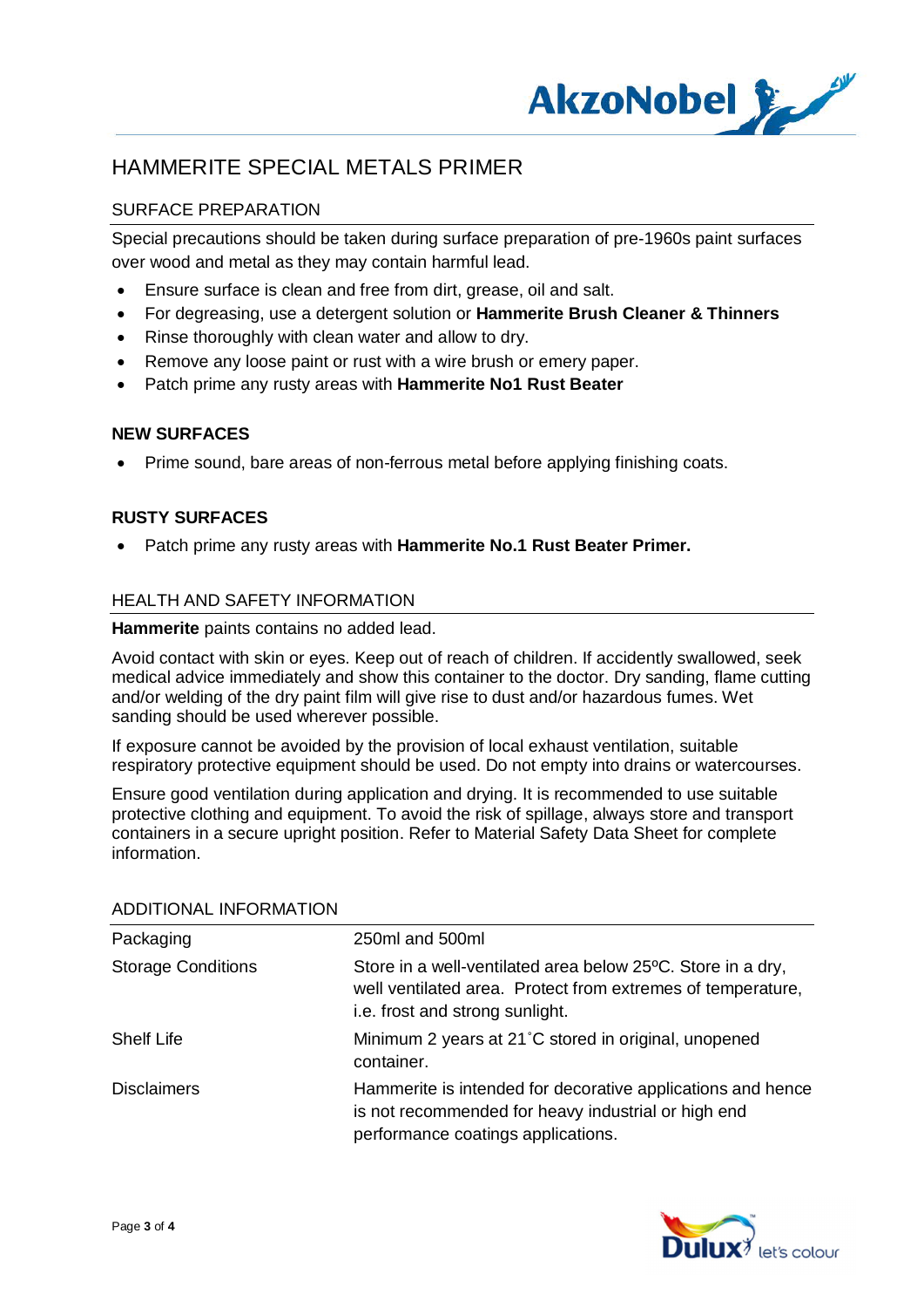# HAMMERITE SPECIAL METALS PRIMER

## SURFACE PREPARATION

Special precautions should be taken during surface preparation of pre-1960s paint surfaces over wood and metal as they may contain harmful lead.

- Ensure surface is clean and free from dirt, grease, oil and salt.
- For degreasing, use a detergent solution or **Hammerite Brush Cleaner & Thinners**
- Rinse thoroughly with clean water and allow to dry.
- Remove any loose paint or rust with a wire brush or emery paper.
- Patch prime any rusty areas with **Hammerite No1 Rust Beater**

### NEW SURFACES

- Prime sound, bare areas of non-ferrous metal before applying finishing coats.

### RUSTY SURFACES

- Patch prime any rusty areas with **Hammerite No.1 Rust Beater Primer.**

## HEALTH AND SAFETY INFORMATION

**Hammerite** paints contains no added lead.

Avoid contact with skin or eyes. Keep out of reach of children. If accidently swallowed, seek medical advice immediately and show this container to the doctor. Dry sanding, flame cutting and/or welding of the dry paint film will give rise to dust and/or hazardous fumes. Wet sanding should be used wherever possible.

If exposure cannot be avoided by the provision of local exhaust ventilation, suitable respiratory protective equipment should be used. Do not empty into drains or watercourses.

Ensure good ventilation during application and drying. It is recommended to use suitable protective clothing and equipment. To avoid the risk of spillage, always store and transport containers in a secure upright position. Refer to Material Safety Data Sheet for complete information.

## ADDITIONAL INFORMATION

| | |
|---|---|
| Packaging | 250ml and 500ml |
| Storage Conditions | Store in a well-ventilated area below 25ºC. Store in a dry, well ventilated area. Protect from extremes of temperature, i.e. frost and strong sunlight. |
| Shelf Life | Minimum 2 years at 21˚C stored in original, unopened container. |
| Disclaimers | Hammerite is intended for decorative applications and hence is not recommended for heavy industrial or high end performance coatings applications. |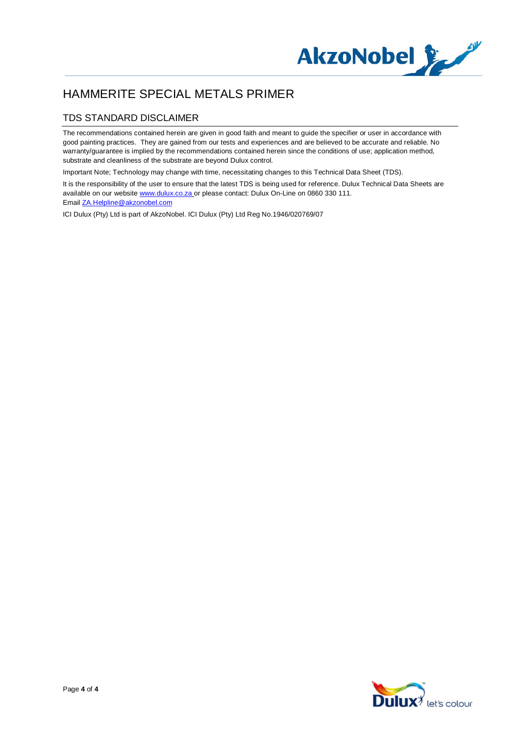# HAMMERITE SPECIAL METALS PRIMER

## TDS STANDARD DISCLAIMER

The recommendations contained herein are given in good faith and meant to guide the specifier or user in accordance with good painting practices. They are gained from our tests and experiences and are believed to be accurate and reliable. No warranty/guarantee is implied by the recommendations contained herein since the conditions of use; application method, substrate and cleanliness of the substrate are beyond Dulux control.

Important Note; Technology may change with time, necessitating changes to this Technical Data Sheet (TDS).

It is the responsibility of the user to ensure that the latest TDS is being used for reference. Dulux Technical Data Sheets are available on our website www.dulux.co.za or please contact: Dulux On-Line on 0860 330 111.
Email ZA.Helpline@akzonobel.com

ICI Dulux (Pty) Ltd is part of AkzoNobel. ICI Dulux (Pty) Ltd Reg No.1946/020769/07